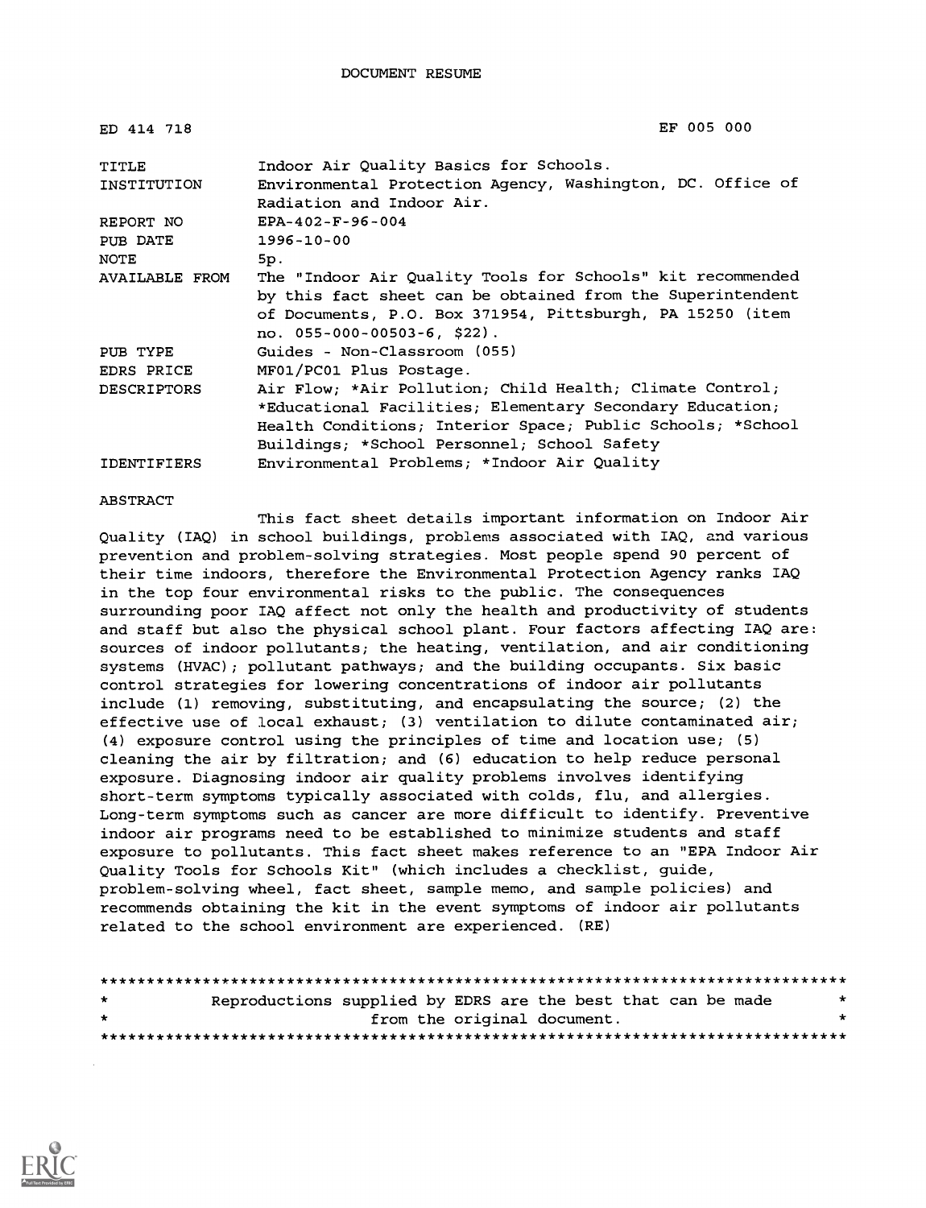DOCUMENT RESUME

ED 414 718 EF 005 000

| | |
|---|---|
| TITLE | Indoor Air Quality Basics for Schools. |
| INSTITUTION | Environmental Protection Agency, Washington, DC. Office of Radiation and Indoor Air. |
| REPORT NO | EPA-402-F-96-004 |
| PUB DATE | 1996-10-00 |
| NOTE | 5p. |
| AVAILABLE FROM | The "Indoor Air Quality Tools for Schools" kit recommended by this fact sheet can be obtained from the Superintendent of Documents, P.O. Box 371954, Pittsburgh, PA 15250 (item no. 055-000-00503-6, $22). |
| PUB TYPE | Guides - Non-Classroom (055) |
| EDRS PRICE | MF01/PC01 Plus Postage. |
| DESCRIPTORS | Air Flow; *Air Pollution; Child Health; Climate Control; *Educational Facilities; Elementary Secondary Education; Health Conditions; Interior Space; Public Schools; *School Buildings; *School Personnel; School Safety |
| IDENTIFIERS | Environmental Problems; *Indoor Air Quality |

ABSTRACT

This fact sheet details important information on Indoor Air Quality (IAQ) in school buildings, problems associated with IAQ, and various prevention and problem-solving strategies. Most people spend 90 percent of their time indoors, therefore the Environmental Protection Agency ranks IAQ in the top four environmental risks to the public. The consequences surrounding poor IAQ affect not only the health and productivity of students and staff but also the physical school plant. Four factors affecting IAQ are: sources of indoor pollutants; the heating, ventilation, and air conditioning systems (HVAC); pollutant pathways; and the building occupants. Six basic control strategies for lowering concentrations of indoor air pollutants include (1) removing, substituting, and encapsulating the source; (2) the effective use of local exhaust; (3) ventilation to dilute contaminated air; (4) exposure control using the principles of time and location use; (5) cleaning the air by filtration; and (6) education to help reduce personal exposure. Diagnosing indoor air quality problems involves identifying short-term symptoms typically associated with colds, flu, and allergies. Long-term symptoms such as cancer are more difficult to identify. Preventive indoor air programs need to be established to minimize students and staff exposure to pollutants. This fact sheet makes reference to an "EPA Indoor Air Quality Tools for Schools Kit" (which includes a checklist, guide, problem-solving wheel, fact sheet, sample memo, and sample policies) and recommends obtaining the kit in the event symptoms of indoor air pollutants related to the school environment are experienced. (RE)

********************************************************************************
* Reproductions supplied by EDRS are the best that can be made *
* from the original document. *
********************************************************************************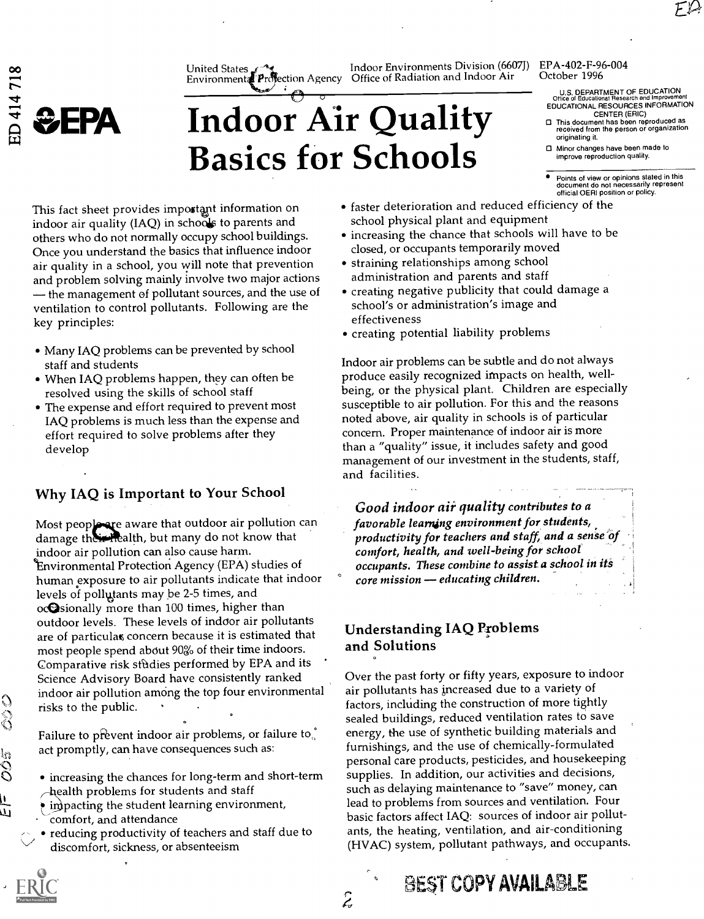United States Environmental Protection Agency

Indoor Environments Division (6607J) Office of Radiation and Indoor Air

EPA-402-F-96-004 October 1996

# Indoor Air Quality Basics for Schools

This fact sheet provides important information on indoor air quality (IAQ) in schools to parents and others who do not normally occupy school buildings. Once you understand the basics that influence indoor air quality in a school, you will note that prevention and problem solving mainly involve two major actions — the management of pollutant sources, and the use of ventilation to control pollutants. Following are the key principles:

- Many IAQ problems can be prevented by school staff and students
- When IAQ problems happen, they can often be resolved using the skills of school staff
- The expense and effort required to prevent most IAQ problems is much less than the expense and effort required to solve problems after they develop

## Why IAQ is Important to Your School

Most people are aware that outdoor air pollution can damage their health, but many do not know that indoor air pollution can also cause harm. Environmental Protection Agency (EPA) studies of human exposure to air pollutants indicate that indoor levels of pollutants may be 2-5 times, and occasionally more than 100 times, higher than outdoor levels. These levels of indoor air pollutants are of particular concern because it is estimated that most people spend about 90% of their time indoors. Comparative risk studies performed by EPA and its Science Advisory Board have consistently ranked indoor air pollution among the top four environmental risks to the public.

Failure to prevent indoor air problems, or failure to act promptly, can have consequences such as:

- increasing the chances for long-term and short-term health problems for students and staff
- impacting the student learning environment, comfort, and attendance
- reducing productivity of teachers and staff due to discomfort, sickness, or absenteeism
- faster deterioration and reduced efficiency of the school physical plant and equipment
- increasing the chance that schools will have to be closed, or occupants temporarily moved
- straining relationships among school administration and parents and staff
- creating negative publicity that could damage a school's or administration's image and effectiveness
- creating potential liability problems

Indoor air problems can be subtle and do not always produce easily recognized impacts on health, well-being, or the physical plant. Children are especially susceptible to air pollution. For this and the reasons noted above, air quality in schools is of particular concern. Proper maintenance of indoor air is more than a "quality" issue, it includes safety and good management of our investment in the students, staff, and facilities.

*Good indoor air quality contributes to a favorable learning environment for students, productivity for teachers and staff, and a sense of comfort, health, and well-being for school occupants. These combine to assist a school in its core mission — educating children.*

## Understanding IAQ Problems and Solutions

Over the past forty or fifty years, exposure to indoor air pollutants has increased due to a variety of factors, including the construction of more tightly sealed buildings, reduced ventilation rates to save energy, the use of synthetic building materials and furnishings, and the use of chemically-formulated personal care products, pesticides, and housekeeping supplies. In addition, our activities and decisions, such as delaying maintenance to "save" money, can lead to problems from sources and ventilation. Four basic factors affect IAQ: sources of indoor air pollutants, the heating, ventilation, and air-conditioning (HVAC) system, pollutant pathways, and occupants.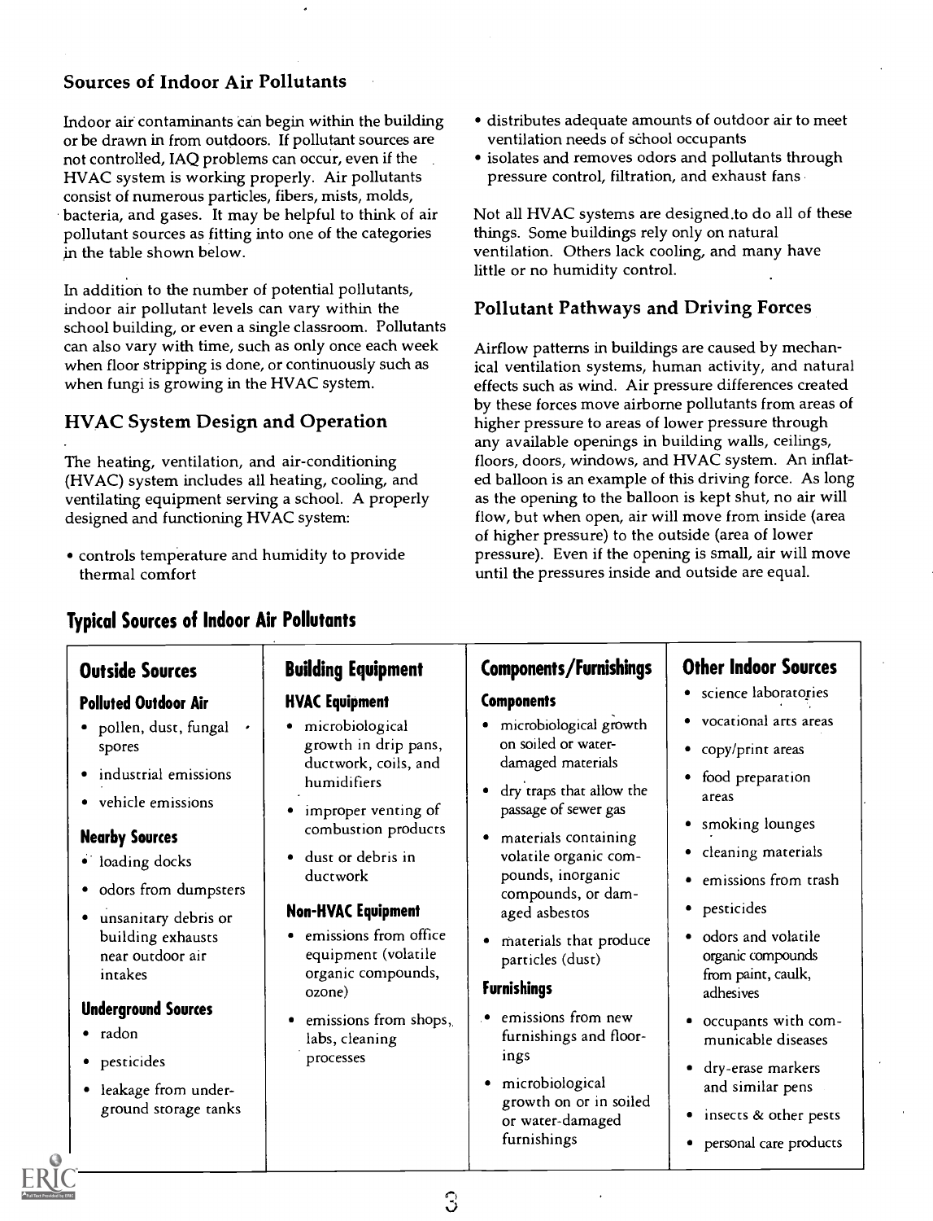## Sources of Indoor Air Pollutants

Indoor air contaminants can begin within the building or be drawn in from outdoors. If pollutant sources are not controlled, IAQ problems can occur, even if the HVAC system is working properly. Air pollutants consist of numerous particles, fibers, mists, molds, bacteria, and gases. It may be helpful to think of air pollutant sources as fitting into one of the categories in the table shown below.

In addition to the number of potential pollutants, indoor air pollutant levels can vary within the school building, or even a single classroom. Pollutants can also vary with time, such as only once each week when floor stripping is done, or continuously such as when fungi is growing in the HVAC system.

## HVAC System Design and Operation

The heating, ventilation, and air-conditioning (HVAC) system includes all heating, cooling, and ventilating equipment serving a school. A properly designed and functioning HVAC system:

- controls temperature and humidity to provide thermal comfort
- distributes adequate amounts of outdoor air to meet ventilation needs of school occupants
- isolates and removes odors and pollutants through pressure control, filtration, and exhaust fans

Not all HVAC systems are designed to do all of these things. Some buildings rely only on natural ventilation. Others lack cooling, and many have little or no humidity control.

## Pollutant Pathways and Driving Forces

Airflow patterns in buildings are caused by mechanical ventilation systems, human activity, and natural effects such as wind. Air pressure differences created by these forces move airborne pollutants from areas of higher pressure to areas of lower pressure through any available openings in building walls, ceilings, floors, doors, windows, and HVAC system. An inflated balloon is an example of this driving force. As long as the opening to the balloon is kept shut, no air will flow, but when open, air will move from inside (area of higher pressure) to the outside (area of lower pressure). Even if the opening is small, air will move until the pressures inside and outside are equal.

## Typical Sources of Indoor Air Pollutants

| Outside Sources | Building Equipment | Components/Furnishings | Other Indoor Sources |
|---|---|---|---|
| **Polluted Outdoor Air**<br>• pollen, dust, fungal spores<br>• industrial emissions<br>• vehicle emissions<br><br>**Nearby Sources**<br>• loading docks<br>• odors from dumpsters<br>• unsanitary debris or building exhausts near outdoor air intakes<br><br>**Underground Sources**<br>• radon<br>• pesticides<br>• leakage from underground storage tanks | **HVAC Equipment**<br>• microbiological growth in drip pans, ductwork, coils, and humidifiers<br>• improper venting of combustion products<br>• dust or debris in ductwork<br><br>**Non-HVAC Equipment**<br>• emissions from office equipment (volatile organic compounds, ozone)<br>• emissions from shops, labs, cleaning processes | **Components**<br>• microbiological growth on soiled or water-damaged materials<br>• dry traps that allow the passage of sewer gas<br>• materials containing volatile organic compounds, inorganic compounds, or damaged asbestos<br>• materials that produce particles (dust)<br><br>**Furnishings**<br>• emissions from new furnishings and floorings<br>• microbiological growth on or in soiled or water-damaged furnishings | • science laboratories<br>• vocational arts areas<br>• copy/print areas<br>• food preparation areas<br>• smoking lounges<br>• cleaning materials<br>• emissions from trash<br>• pesticides<br>• odors and volatile organic compounds from paint, caulk, adhesives<br>• occupants with communicable diseases<br>• dry-erase markers and similar pens<br>• insects & other pests<br>• personal care products |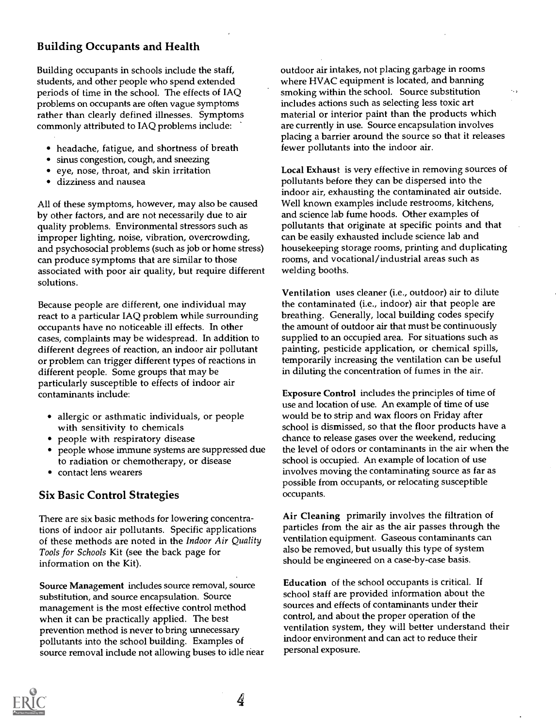## Building Occupants and Health

Building occupants in schools include the staff, students, and other people who spend extended periods of time in the school. The effects of IAQ problems on occupants are often vague symptoms rather than clearly defined illnesses. Symptoms commonly attributed to IAQ problems include:

- headache, fatigue, and shortness of breath
- sinus congestion, cough, and sneezing
- eye, nose, throat, and skin irritation
- dizziness and nausea

All of these symptoms, however, may also be caused by other factors, and are not necessarily due to air quality problems. Environmental stressors such as improper lighting, noise, vibration, overcrowding, and psychosocial problems (such as job or home stress) can produce symptoms that are similar to those associated with poor air quality, but require different solutions.

Because people are different, one individual may react to a particular IAQ problem while surrounding occupants have no noticeable ill effects. In other cases, complaints may be widespread. In addition to different degrees of reaction, an indoor air pollutant or problem can trigger different types of reactions in different people. Some groups that may be particularly susceptible to effects of indoor air contaminants include:

- allergic or asthmatic individuals, or people with sensitivity to chemicals
- people with respiratory disease
- people whose immune systems are suppressed due to radiation or chemotherapy, or disease
- contact lens wearers

## Six Basic Control Strategies

There are six basic methods for lowering concentrations of indoor air pollutants. Specific applications of these methods are noted in the *Indoor Air Quality Tools for Schools* Kit (see the back page for information on the Kit).

**Source Management** includes source removal, source substitution, and source encapsulation. Source management is the most effective control method when it can be practically applied. The best prevention method is never to bring unnecessary pollutants into the school building. Examples of source removal include not allowing buses to idle near outdoor air intakes, not placing garbage in rooms where HVAC equipment is located, and banning smoking within the school. Source substitution includes actions such as selecting less toxic art material or interior paint than the products which are currently in use. Source encapsulation involves placing a barrier around the source so that it releases fewer pollutants into the indoor air.

**Local Exhaust** is very effective in removing sources of pollutants before they can be dispersed into the indoor air, exhausting the contaminated air outside. Well known examples include restrooms, kitchens, and science lab fume hoods. Other examples of pollutants that originate at specific points and that can be easily exhausted include science lab and housekeeping storage rooms, printing and duplicating rooms, and vocational/industrial areas such as welding booths.

**Ventilation** uses cleaner (i.e., outdoor) air to dilute the contaminated (i.e., indoor) air that people are breathing. Generally, local building codes specify the amount of outdoor air that must be continuously supplied to an occupied area. For situations such as painting, pesticide application, or chemical spills, temporarily increasing the ventilation can be useful in diluting the concentration of fumes in the air.

**Exposure Control** includes the principles of time of use and location of use. An example of time of use would be to strip and wax floors on Friday after school is dismissed, so that the floor products have a chance to release gases over the weekend, reducing the level of odors or contaminants in the air when the school is occupied. An example of location of use involves moving the contaminating source as far as possible from occupants, or relocating susceptible occupants.

**Air Cleaning** primarily involves the filtration of particles from the air as the air passes through the ventilation equipment. Gaseous contaminants can also be removed, but usually this type of system should be engineered on a case-by-case basis.

**Education** of the school occupants is critical. If school staff are provided information about the sources and effects of contaminants under their control, and about the proper operation of the ventilation system, they will better understand their indoor environment and can act to reduce their personal exposure.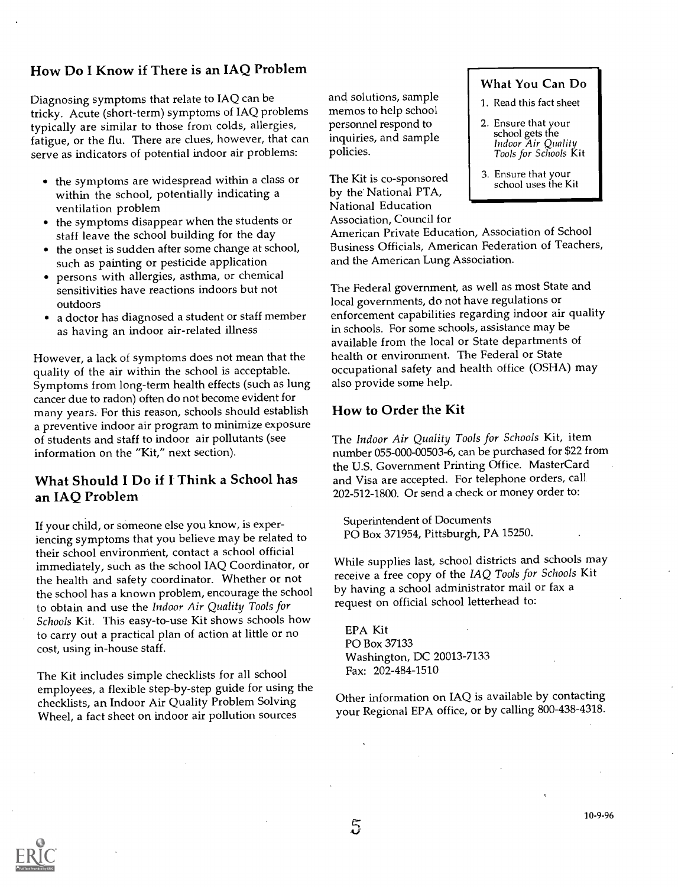## How Do I Know if There is an IAQ Problem

Diagnosing symptoms that relate to IAQ can be tricky. Acute (short-term) symptoms of IAQ problems typically are similar to those from colds, allergies, fatigue, or the flu. There are clues, however, that can serve as indicators of potential indoor air problems:

- the symptoms are widespread within a class or within the school, potentially indicating a ventilation problem
- the symptoms disappear when the students or staff leave the school building for the day
- the onset is sudden after some change at school, such as painting or pesticide application
- persons with allergies, asthma, or chemical sensitivities have reactions indoors but not outdoors
- a doctor has diagnosed a student or staff member as having an indoor air-related illness

However, a lack of symptoms does not mean that the quality of the air within the school is acceptable. Symptoms from long-term health effects (such as lung cancer due to radon) often do not become evident for many years. For this reason, schools should establish a preventive indoor air program to minimize exposure of students and staff to indoor air pollutants (see information on the "Kit," next section).

## What Should I Do if I Think a School has an IAQ Problem

If your child, or someone else you know, is experiencing symptoms that you believe may be related to their school environment, contact a school official immediately, such as the school IAQ Coordinator, or the health and safety coordinator. Whether or not the school has a known problem, encourage the school to obtain and use the *Indoor Air Quality Tools for Schools* Kit. This easy-to-use Kit shows schools how to carry out a practical plan of action at little or no cost, using in-house staff.

The Kit includes simple checklists for all school employees, a flexible step-by-step guide for using the checklists, an Indoor Air Quality Problem Solving Wheel, a fact sheet on indoor air pollution sources and solutions, sample memos to help school personnel respond to inquiries, and sample policies.

### What You Can Do

1. Read this fact sheet
2. Ensure that your school gets the *Indoor Air Quality Tools for Schools* Kit
3. Ensure that your school uses the Kit

The Kit is co-sponsored by the National PTA, National Education Association, Council for American Private Education, Association of School Business Officials, American Federation of Teachers, and the American Lung Association.

The Federal government, as well as most State and local governments, do not have regulations or enforcement capabilities regarding indoor air quality in schools. For some schools, assistance may be available from the local or State departments of health or environment. The Federal or State occupational safety and health office (OSHA) may also provide some help.

## How to Order the Kit

The *Indoor Air Quality Tools for Schools* Kit, item number 055-000-00503-6, can be purchased for $22 from the U.S. Government Printing Office. MasterCard and Visa are accepted. For telephone orders, call 202-512-1800. Or send a check or money order to:

Superintendent of Documents
PO Box 371954, Pittsburgh, PA 15250.

While supplies last, school districts and schools may receive a free copy of the *IAQ Tools for Schools* Kit by having a school administrator mail or fax a request on official school letterhead to:

EPA Kit
PO Box 37133
Washington, DC 20013-7133
Fax: 202-484-1510

Other information on IAQ is available by contacting your Regional EPA office, or by calling 800-438-4318.

10-9-96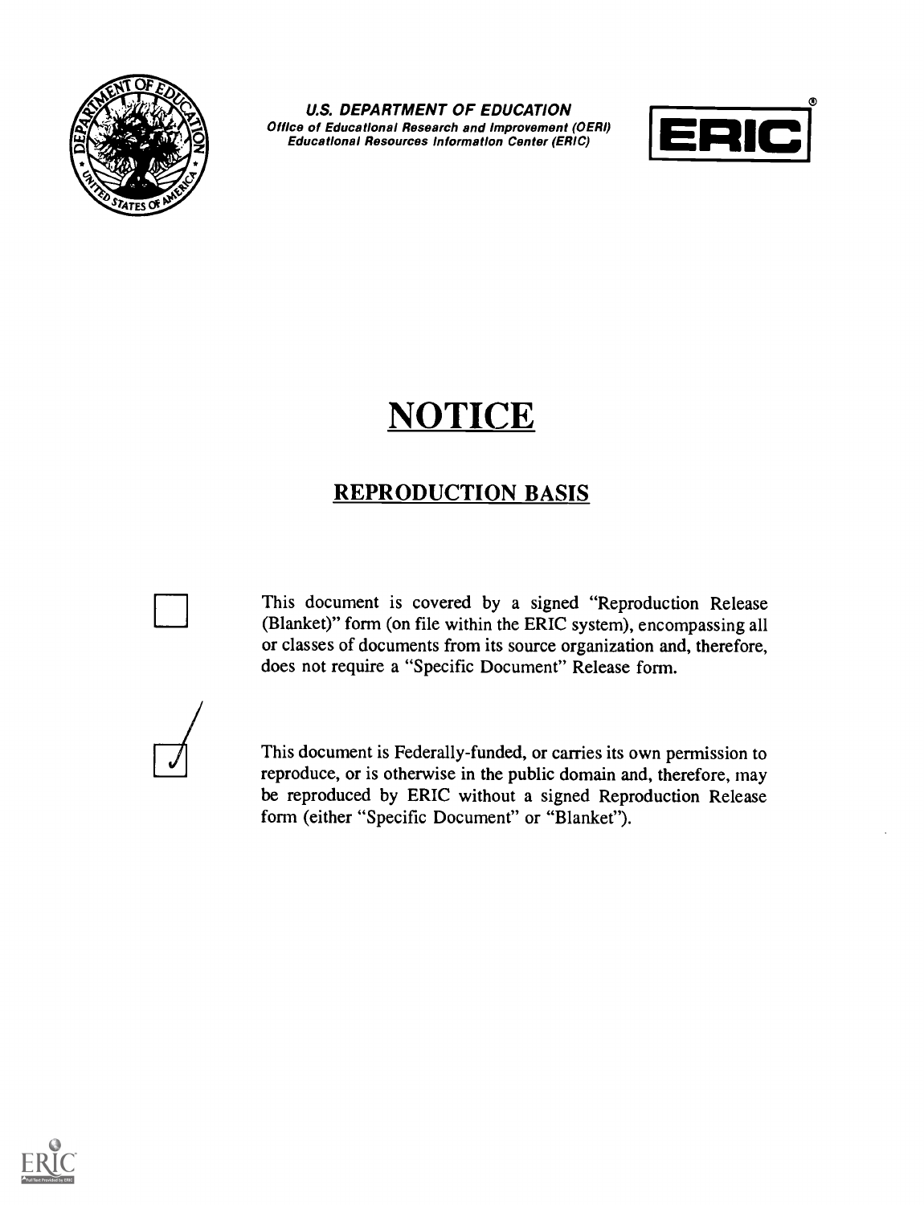**U.S. DEPARTMENT OF EDUCATION**
*Office of Educational Research and Improvement (OERI)*
*Educational Resources Information Center (ERIC)*

ERIC®

# NOTICE

## REPRODUCTION BASIS

- [ ] This document is covered by a signed "Reproduction Release (Blanket)" form (on file within the ERIC system), encompassing all or classes of documents from its source organization and, therefore, does not require a "Specific Document" Release form.

- [x] This document is Federally-funded, or carries its own permission to reproduce, or is otherwise in the public domain and, therefore, may be reproduced by ERIC without a signed Reproduction Release form (either "Specific Document" or "Blanket").